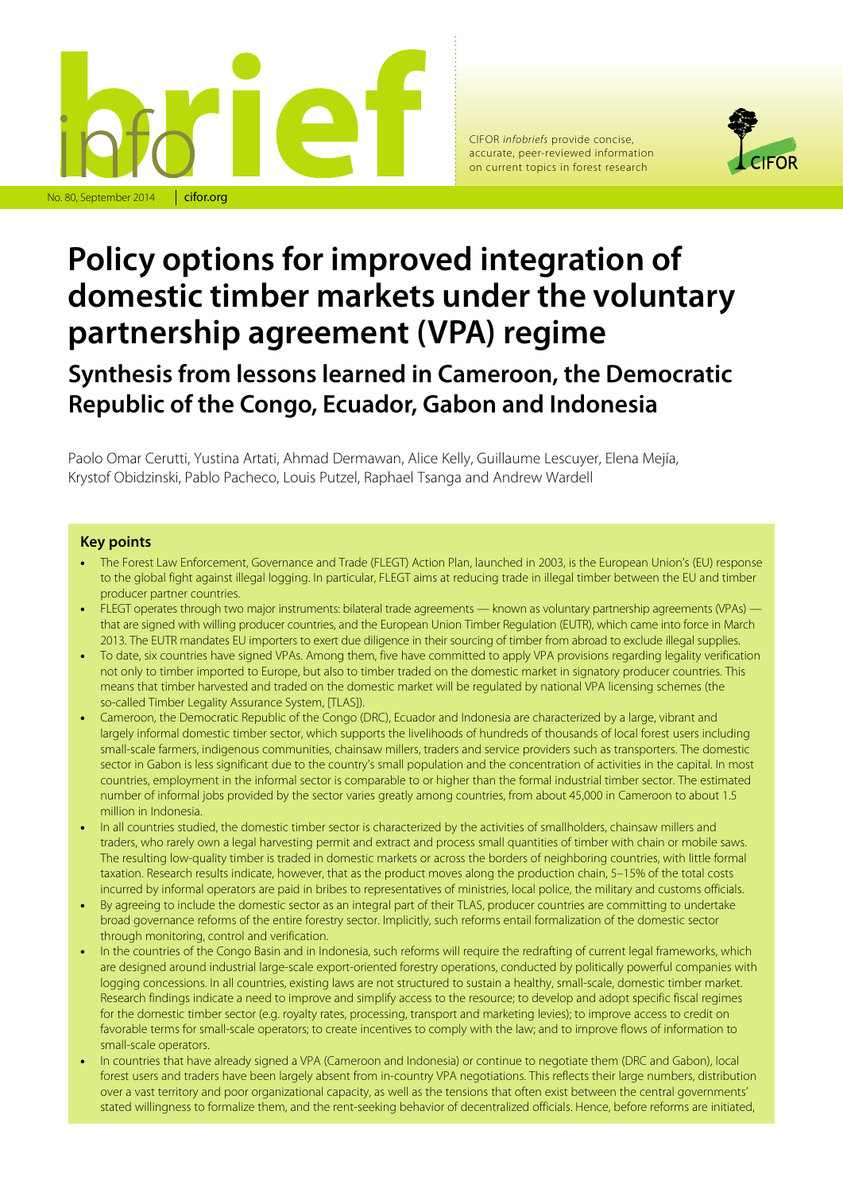# infobrief

No. 80, September 2014 | cifor.org

CIFOR *infobriefs* provide concise, accurate, peer-reviewed information on current topics in forest research

# Policy options for improved integration of domestic timber markets under the voluntary partnership agreement (VPA) regime

## Synthesis from lessons learned in Cameroon, the Democratic Republic of the Congo, Ecuador, Gabon and Indonesia

Paolo Omar Cerutti, Yustina Artati, Ahmad Dermawan, Alice Kelly, Guillaume Lescuyer, Elena Mejía, Krystof Obidzinski, Pablo Pacheco, Louis Putzel, Raphael Tsanga and Andrew Wardell

### Key points

- The Forest Law Enforcement, Governance and Trade (FLEGT) Action Plan, launched in 2003, is the European Union's (EU) response to the global fight against illegal logging. In particular, FLEGT aims at reducing trade in illegal timber between the EU and timber producer partner countries.
- FLEGT operates through two major instruments: bilateral trade agreements — known as voluntary partnership agreements (VPAs) — that are signed with willing producer countries, and the European Union Timber Regulation (EUTR), which came into force in March 2013. The EUTR mandates EU importers to exert due diligence in their sourcing of timber from abroad to exclude illegal supplies.
- To date, six countries have signed VPAs. Among them, five have committed to apply VPA provisions regarding legality verification not only to timber imported to Europe, but also to timber traded on the domestic market in signatory producer countries. This means that timber harvested and traded on the domestic market will be regulated by national VPA licensing schemes (the so-called Timber Legality Assurance System, [TLAS]).
- Cameroon, the Democratic Republic of the Congo (DRC), Ecuador and Indonesia are characterized by a large, vibrant and largely informal domestic timber sector, which supports the livelihoods of hundreds of thousands of local forest users including small-scale farmers, indigenous communities, chainsaw millers, traders and service providers such as transporters. The domestic sector in Gabon is less significant due to the country's small population and the concentration of activities in the capital. In most countries, employment in the informal sector is comparable to or higher than the formal industrial timber sector. The estimated number of informal jobs provided by the sector varies greatly among countries, from about 45,000 in Cameroon to about 1.5 million in Indonesia.
- In all countries studied, the domestic timber sector is characterized by the activities of smallholders, chainsaw millers and traders, who rarely own a legal harvesting permit and extract and process small quantities of timber with chain or mobile saws. The resulting low-quality timber is traded in domestic markets or across the borders of neighboring countries, with little formal taxation. Research results indicate, however, that as the product moves along the production chain, 5–15% of the total costs incurred by informal operators are paid in bribes to representatives of ministries, local police, the military and customs officials.
- By agreeing to include the domestic sector as an integral part of their TLAS, producer countries are committing to undertake broad governance reforms of the entire forestry sector. Implicitly, such reforms entail formalization of the domestic sector through monitoring, control and verification.
- In the countries of the Congo Basin and in Indonesia, such reforms will require the redrafting of current legal frameworks, which are designed around industrial large-scale export-oriented forestry operations, conducted by politically powerful companies with logging concessions. In all countries, existing laws are not structured to sustain a healthy, small-scale, domestic timber market. Research findings indicate a need to improve and simplify access to the resource; to develop and adopt specific fiscal regimes for the domestic timber sector (e.g. royalty rates, processing, transport and marketing levies); to improve access to credit on favorable terms for small-scale operators; to create incentives to comply with the law; and to improve flows of information to small-scale operators.
- In countries that have already signed a VPA (Cameroon and Indonesia) or continue to negotiate them (DRC and Gabon), local forest users and traders have been largely absent from in-country VPA negotiations. This reflects their large numbers, distribution over a vast territory and poor organizational capacity, as well as the tensions that often exist between the central governments' stated willingness to formalize them, and the rent-seeking behavior of decentralized officials. Hence, before reforms are initiated,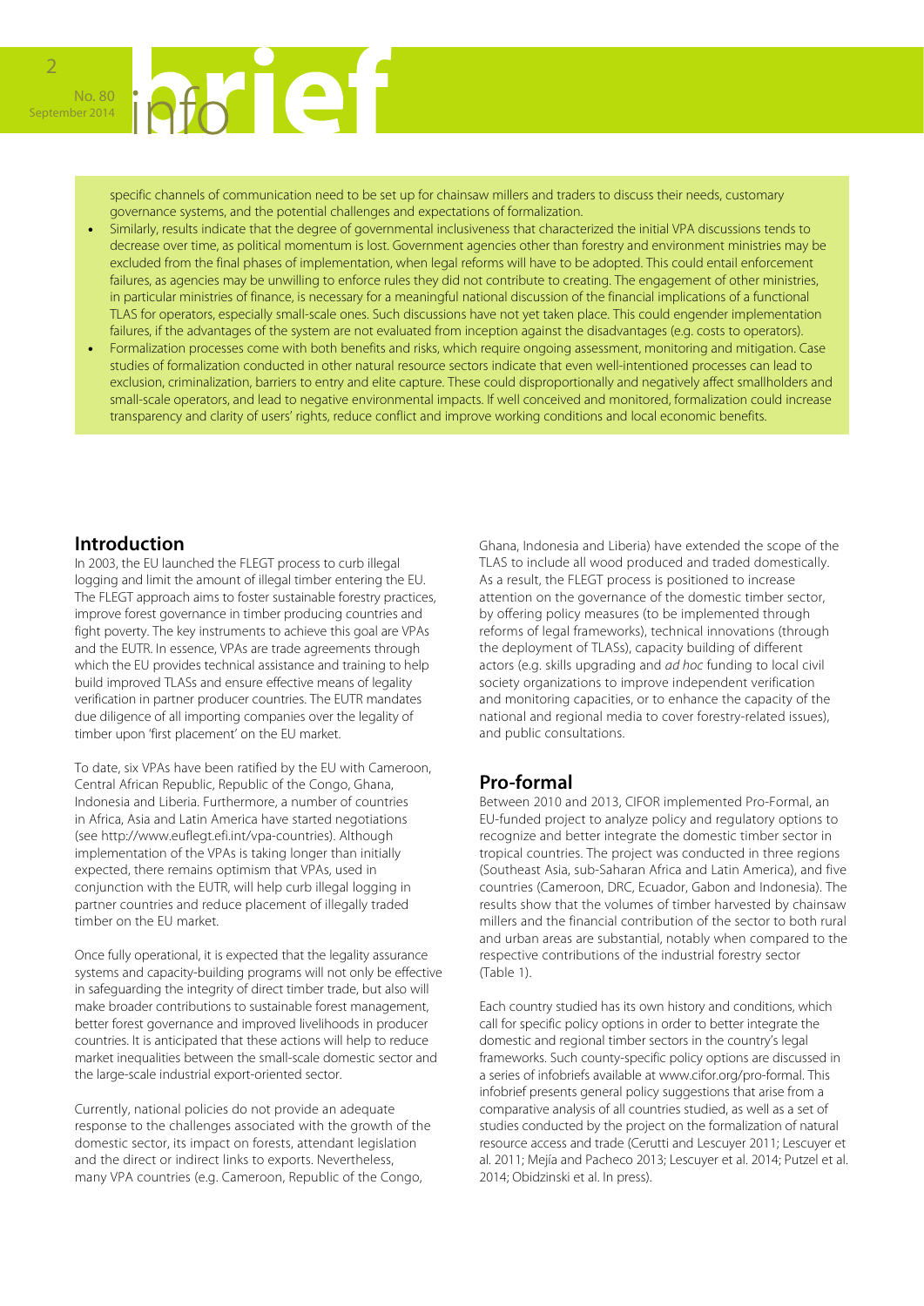specific channels of communication need to be set up for chainsaw millers and traders to discuss their needs, customary governance systems, and the potential challenges and expectations of formalization.

- Similarly, results indicate that the degree of governmental inclusiveness that characterized the initial VPA discussions tends to decrease over time, as political momentum is lost. Government agencies other than forestry and environment ministries may be excluded from the final phases of implementation, when legal reforms will have to be adopted. This could entail enforcement failures, as agencies may be unwilling to enforce rules they did not contribute to creating. The engagement of other ministries, in particular ministries of finance, is necessary for a meaningful national discussion of the financial implications of a functional TLAS for operators, especially small-scale ones. Such discussions have not yet taken place. This could engender implementation failures, if the advantages of the system are not evaluated from inception against the disadvantages (e.g. costs to operators).
- Formalization processes come with both benefits and risks, which require ongoing assessment, monitoring and mitigation. Case studies of formalization conducted in other natural resource sectors indicate that even well-intentioned processes can lead to exclusion, criminalization, barriers to entry and elite capture. These could disproportionally and negatively affect smallholders and small-scale operators, and lead to negative environmental impacts. If well conceived and monitored, formalization could increase transparency and clarity of users' rights, reduce conflict and improve working conditions and local economic benefits.

## Introduction

In 2003, the EU launched the FLEGT process to curb illegal logging and limit the amount of illegal timber entering the EU. The FLEGT approach aims to foster sustainable forestry practices, improve forest governance in timber producing countries and fight poverty. The key instruments to achieve this goal are VPAs and the EUTR. In essence, VPAs are trade agreements through which the EU provides technical assistance and training to help build improved TLASs and ensure effective means of legality verification in partner producer countries. The EUTR mandates due diligence of all importing companies over the legality of timber upon 'first placement' on the EU market.

To date, six VPAs have been ratified by the EU with Cameroon, Central African Republic, Republic of the Congo, Ghana, Indonesia and Liberia. Furthermore, a number of countries in Africa, Asia and Latin America have started negotiations (see http://www.euflegt.efi.int/vpa-countries). Although implementation of the VPAs is taking longer than initially expected, there remains optimism that VPAs, used in conjunction with the EUTR, will help curb illegal logging in partner countries and reduce placement of illegally traded timber on the EU market.

Once fully operational, it is expected that the legality assurance systems and capacity-building programs will not only be effective in safeguarding the integrity of direct timber trade, but also will make broader contributions to sustainable forest management, better forest governance and improved livelihoods in producer countries. It is anticipated that these actions will help to reduce market inequalities between the small-scale domestic sector and the large-scale industrial export-oriented sector.

Currently, national policies do not provide an adequate response to the challenges associated with the growth of the domestic sector, its impact on forests, attendant legislation and the direct or indirect links to exports. Nevertheless, many VPA countries (e.g. Cameroon, Republic of the Congo, Ghana, Indonesia and Liberia) have extended the scope of the TLAS to include all wood produced and traded domestically. As a result, the FLEGT process is positioned to increase attention on the governance of the domestic timber sector, by offering policy measures (to be implemented through reforms of legal frameworks), technical innovations (through the deployment of TLASs), capacity building of different actors (e.g. skills upgrading and *ad hoc* funding to local civil society organizations to improve independent verification and monitoring capacities, or to enhance the capacity of the national and regional media to cover forestry-related issues), and public consultations.

## Pro-formal

Between 2010 and 2013, CIFOR implemented Pro-Formal, an EU-funded project to analyze policy and regulatory options to recognize and better integrate the domestic timber sector in tropical countries. The project was conducted in three regions (Southeast Asia, sub-Saharan Africa and Latin America), and five countries (Cameroon, DRC, Ecuador, Gabon and Indonesia). The results show that the volumes of timber harvested by chainsaw millers and the financial contribution of the sector to both rural and urban areas are substantial, notably when compared to the respective contributions of the industrial forestry sector (Table 1).

Each country studied has its own history and conditions, which call for specific policy options in order to better integrate the domestic and regional timber sectors in the country's legal frameworks. Such county-specific policy options are discussed in a series of infobriefs available at www.cifor.org/pro-formal. This infobrief presents general policy suggestions that arise from a comparative analysis of all countries studied, as well as a set of studies conducted by the project on the formalization of natural resource access and trade (Cerutti and Lescuyer 2011; Lescuyer et al. 2011; Mejía and Pacheco 2013; Lescuyer et al. 2014; Putzel et al. 2014; Obidzinski et al. In press).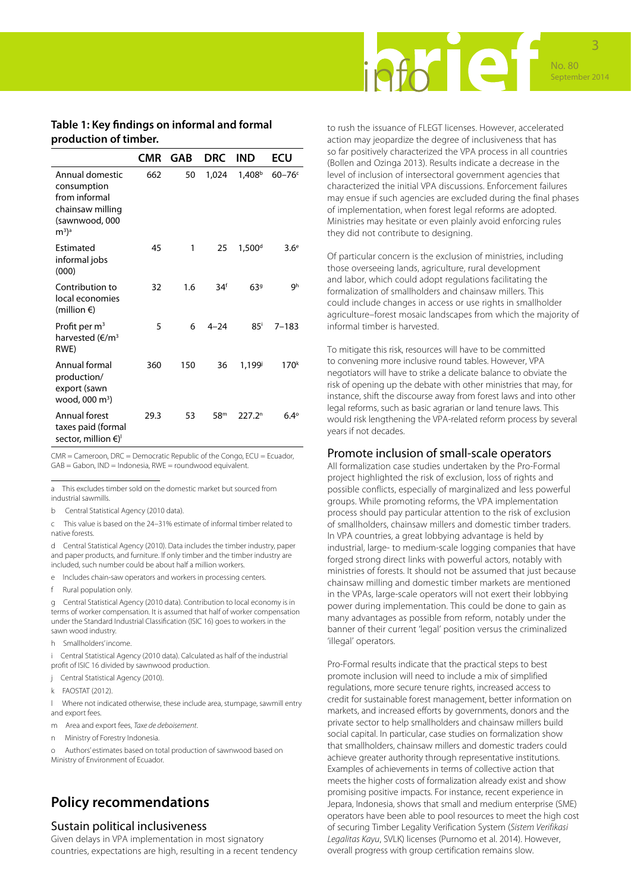### Table 1: Key findings on informal and formal production of timber.

| | CMR | GAB | DRC | IND | ECU |
|---|---|---|---|---|---|
| Annual domestic consumption from informal chainsaw milling (sawnwood, 000 $m^3$)[a] | 662 | 50 | 1,024 | 1,408[b] | 60–76[c] |
| Estimated informal jobs (000) | 45 | 1 | 25 | 1,500[d] | 3.6[e] |
| Contribution to local economies (million €) | 32 | 1.6 | 34[f] | 63[g] | 9[h] |
| Profit per $m^3$ harvested (€/$m^3$ RWE) | 5 | 6 | 4–24 | 85[i] | 7–183 |
| Annual formal production/ export (sawn wood, 000 $m^3$) | 360 | 150 | 36 | 1,199[j] | 170[k] |
| Annual forest taxes paid (formal sector, million €)[l] | 29.3 | 53 | 58[m] | 227.2[n] | 6.4[o] |

CMR = Cameroon, DRC = Democratic Republic of the Congo, ECU = Ecuador, GAB = Gabon, IND = Indonesia, RWE = roundwood equivalent.

a This excludes timber sold on the domestic market but sourced from industrial sawmills.

b Central Statistical Agency (2010 data).

c This value is based on the 24–31% estimate of informal timber related to native forests.

d Central Statistical Agency (2010). Data includes the timber industry, paper and paper products, and furniture. If only timber and the timber industry are included, such number could be about half a million workers.

e Includes chain-saw operators and workers in processing centers.

f Rural population only.

g Central Statistical Agency (2010 data). Contribution to local economy is in terms of worker compensation. It is assumed that half of worker compensation under the Standard Industrial Classification (ISIC 16) goes to workers in the sawn wood industry.

h Smallholders' income.

i Central Statistical Agency (2010 data). Calculated as half of the industrial profit of ISIC 16 divided by sawnwood production.

j Central Statistical Agency (2010).

k FAOSTAT (2012).

l Where not indicated otherwise, these include area, stumpage, sawmill entry and export fees.

m Area and export fees, *Taxe de deboisement*.

n Ministry of Forestry Indonesia.

o Authors' estimates based on total production of sawnwood based on Ministry of Environment of Ecuador.

## Policy recommendations

### Sustain political inclusiveness

Given delays in VPA implementation in most signatory countries, expectations are high, resulting in a recent tendency to rush the issuance of FLEGT licenses. However, accelerated action may jeopardize the degree of inclusiveness that has so far positively characterized the VPA process in all countries (Bollen and Ozinga 2013). Results indicate a decrease in the level of inclusion of intersectoral government agencies that characterized the initial VPA discussions. Enforcement failures may ensue if such agencies are excluded during the final phases of implementation, when forest legal reforms are adopted. Ministries may hesitate or even plainly avoid enforcing rules they did not contribute to designing.

Of particular concern is the exclusion of ministries, including those overseeing lands, agriculture, rural development and labor, which could adopt regulations facilitating the formalization of smallholders and chainsaw millers. This could include changes in access or use rights in smallholder agriculture–forest mosaic landscapes from which the majority of informal timber is harvested.

To mitigate this risk, resources will have to be committed to convening more inclusive round tables. However, VPA negotiators will have to strike a delicate balance to obviate the risk of opening up the debate with other ministries that may, for instance, shift the discourse away from forest laws and into other legal reforms, such as basic agrarian or land tenure laws. This would risk lengthening the VPA-related reform process by several years if not decades.

### Promote inclusion of small-scale operators

All formalization case studies undertaken by the Pro-Formal project highlighted the risk of exclusion, loss of rights and possible conflicts, especially of marginalized and less powerful groups. While promoting reforms, the VPA implementation process should pay particular attention to the risk of exclusion of smallholders, chainsaw millers and domestic timber traders. In VPA countries, a great lobbying advantage is held by industrial, large- to medium-scale logging companies that have forged strong direct links with powerful actors, notably with ministries of forests. It should not be assumed that just because chainsaw milling and domestic timber markets are mentioned in the VPAs, large-scale operators will not exert their lobbying power during implementation. This could be done to gain as many advantages as possible from reform, notably under the banner of their current 'legal' position versus the criminalized 'illegal' operators.

Pro-Formal results indicate that the practical steps to best promote inclusion will need to include a mix of simplified regulations, more secure tenure rights, increased access to credit for sustainable forest management, better information on markets, and increased efforts by governments, donors and the private sector to help smallholders and chainsaw millers build social capital. In particular, case studies on formalization show that smallholders, chainsaw millers and domestic traders could achieve greater authority through representative institutions. Examples of achievements in terms of collective action that meets the higher costs of formalization already exist and show promising positive impacts. For instance, recent experience in Jepara, Indonesia, shows that small and medium enterprise (SME) operators have been able to pool resources to meet the high cost of securing Timber Legality Verification System (*Sistem Verifikasi Legalitas Kayu*, SVLK) licenses (Purnomo et al. 2014). However, overall progress with group certification remains slow.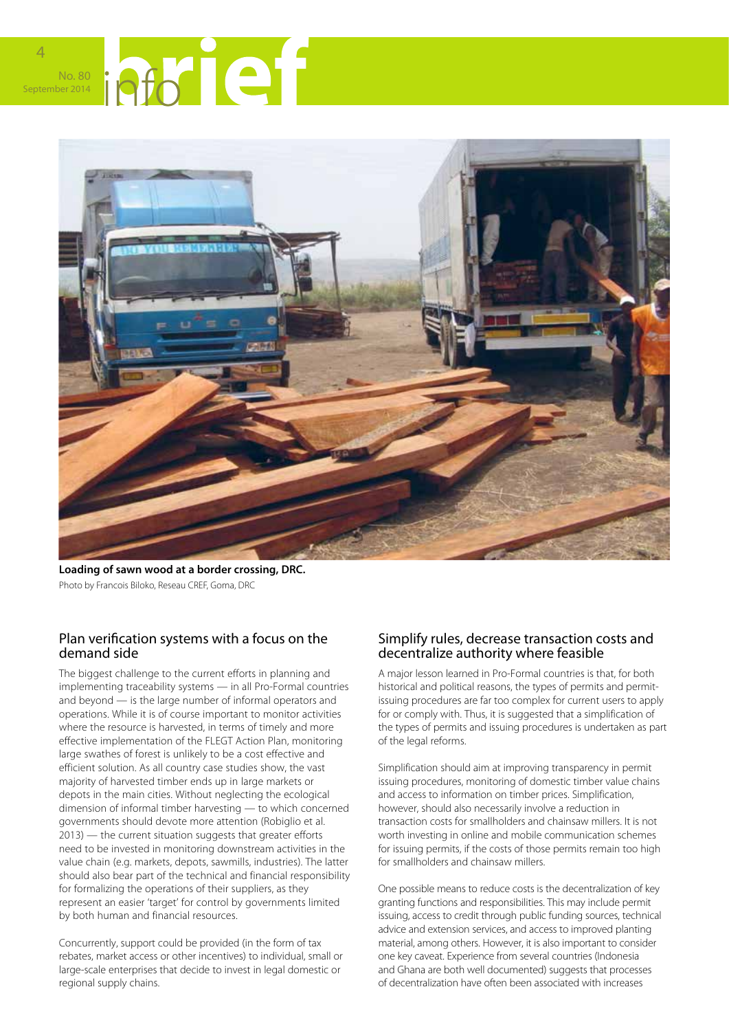**Loading of sawn wood at a border crossing, DRC.**
Photo by Francois Biloko, Reseau CREF, Goma, DRC

## Plan verification systems with a focus on the demand side

The biggest challenge to the current efforts in planning and implementing traceability systems — in all Pro-Formal countries and beyond — is the large number of informal operators and operations. While it is of course important to monitor activities where the resource is harvested, in terms of timely and more effective implementation of the FLEGT Action Plan, monitoring large swathes of forest is unlikely to be a cost effective and efficient solution. As all country case studies show, the vast majority of harvested timber ends up in large markets or depots in the main cities. Without neglecting the ecological dimension of informal timber harvesting — to which concerned governments should devote more attention (Robiglio et al. 2013) — the current situation suggests that greater efforts need to be invested in monitoring downstream activities in the value chain (e.g. markets, depots, sawmills, industries). The latter should also bear part of the technical and financial responsibility for formalizing the operations of their suppliers, as they represent an easier 'target' for control by governments limited by both human and financial resources.

Concurrently, support could be provided (in the form of tax rebates, market access or other incentives) to individual, small or large-scale enterprises that decide to invest in legal domestic or regional supply chains.

## Simplify rules, decrease transaction costs and decentralize authority where feasible

A major lesson learned in Pro-Formal countries is that, for both historical and political reasons, the types of permits and permit-issuing procedures are far too complex for current users to apply for or comply with. Thus, it is suggested that a simplification of the types of permits and issuing procedures is undertaken as part of the legal reforms.

Simplification should aim at improving transparency in permit issuing procedures, monitoring of domestic timber value chains and access to information on timber prices. Simplification, however, should also necessarily involve a reduction in transaction costs for smallholders and chainsaw millers. It is not worth investing in online and mobile communication schemes for issuing permits, if the costs of those permits remain too high for smallholders and chainsaw millers.

One possible means to reduce costs is the decentralization of key granting functions and responsibilities. This may include permit issuing, access to credit through public funding sources, technical advice and extension services, and access to improved planting material, among others. However, it is also important to consider one key caveat. Experience from several countries (Indonesia and Ghana are both well documented) suggests that processes of decentralization have often been associated with increases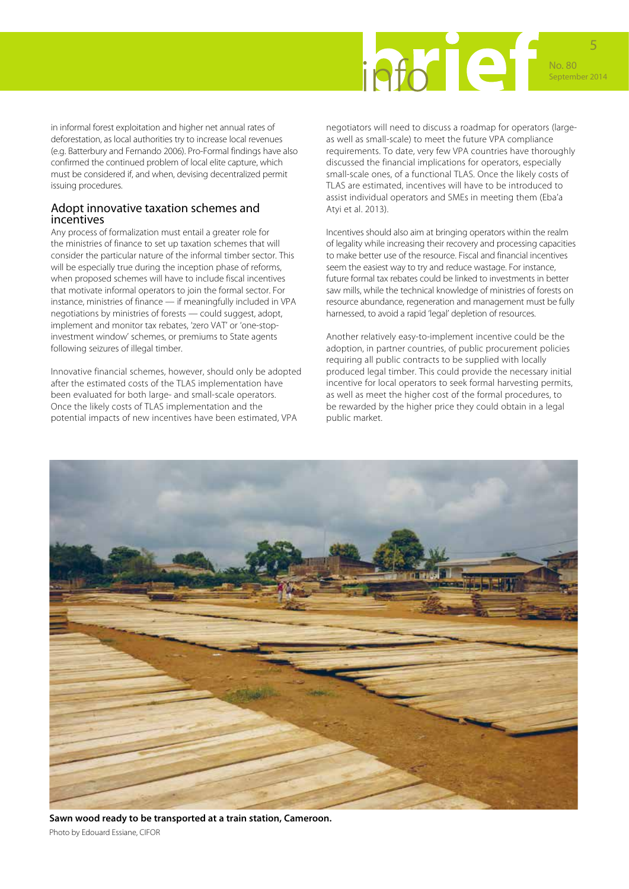in informal forest exploitation and higher net annual rates of deforestation, as local authorities try to increase local revenues (e.g. Batterbury and Fernando 2006). Pro-Formal findings have also confirmed the continued problem of local elite capture, which must be considered if, and when, devising decentralized permit issuing procedures.

## Adopt innovative taxation schemes and incentives

Any process of formalization must entail a greater role for the ministries of finance to set up taxation schemes that will consider the particular nature of the informal timber sector. This will be especially true during the inception phase of reforms, when proposed schemes will have to include fiscal incentives that motivate informal operators to join the formal sector. For instance, ministries of finance — if meaningfully included in VPA negotiations by ministries of forests — could suggest, adopt, implement and monitor tax rebates, 'zero VAT' or 'one-stop-investment window' schemes, or premiums to State agents following seizures of illegal timber.

Innovative financial schemes, however, should only be adopted after the estimated costs of the TLAS implementation have been evaluated for both large- and small-scale operators. Once the likely costs of TLAS implementation and the potential impacts of new incentives have been estimated, VPA negotiators will need to discuss a roadmap for operators (large- as well as small-scale) to meet the future VPA compliance requirements. To date, very few VPA countries have thoroughly discussed the financial implications for operators, especially small-scale ones, of a functional TLAS. Once the likely costs of TLAS are estimated, incentives will have to be introduced to assist individual operators and SMEs in meeting them (Eba'a Atyi et al. 2013).

Incentives should also aim at bringing operators within the realm of legality while increasing their recovery and processing capacities to make better use of the resource. Fiscal and financial incentives seem the easiest way to try and reduce wastage. For instance, future formal tax rebates could be linked to investments in better saw mills, while the technical knowledge of ministries of forests on resource abundance, regeneration and management must be fully harnessed, to avoid a rapid 'legal' depletion of resources.

Another relatively easy-to-implement incentive could be the adoption, in partner countries, of public procurement policies requiring all public contracts to be supplied with locally produced legal timber. This could provide the necessary initial incentive for local operators to seek formal harvesting permits, as well as meet the higher cost of the formal procedures, to be rewarded by the higher price they could obtain in a legal public market.

**Sawn wood ready to be transported at a train station, Cameroon.**
Photo by Edouard Essiane, CIFOR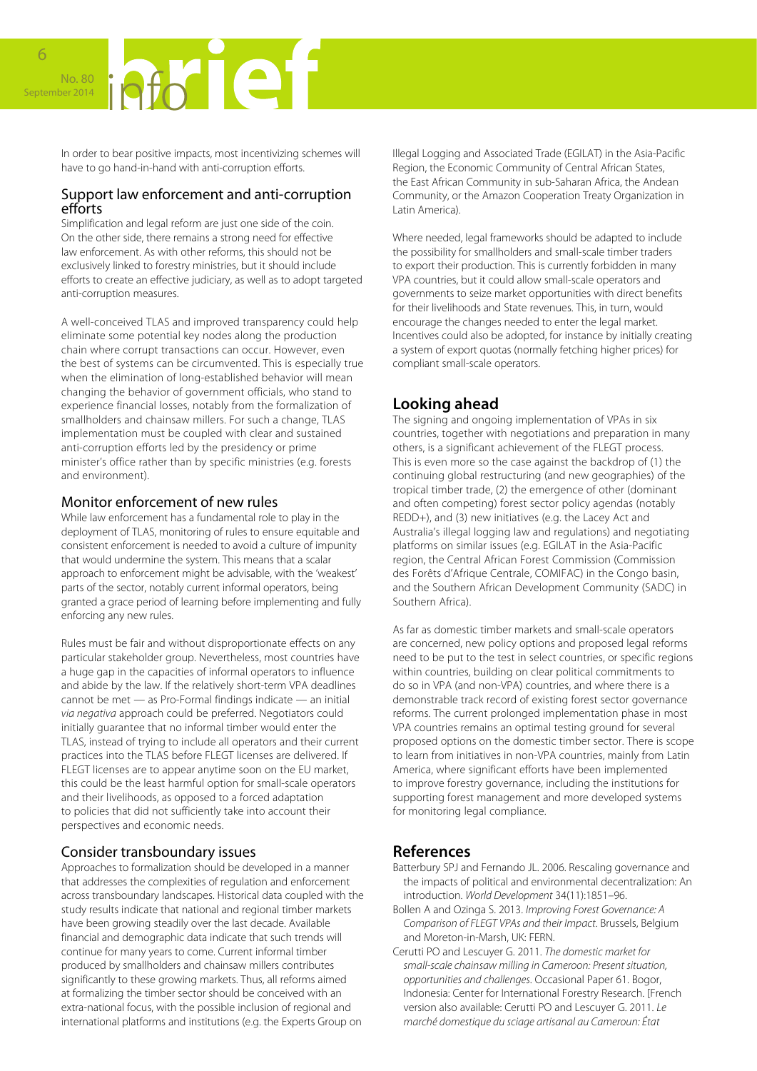In order to bear positive impacts, most incentivizing schemes will have to go hand-in-hand with anti-corruption efforts.

### Support law enforcement and anti-corruption efforts

Simplification and legal reform are just one side of the coin. On the other side, there remains a strong need for effective law enforcement. As with other reforms, this should not be exclusively linked to forestry ministries, but it should include efforts to create an effective judiciary, as well as to adopt targeted anti-corruption measures.

A well-conceived TLAS and improved transparency could help eliminate some potential key nodes along the production chain where corrupt transactions can occur. However, even the best of systems can be circumvented. This is especially true when the elimination of long-established behavior will mean changing the behavior of government officials, who stand to experience financial losses, notably from the formalization of smallholders and chainsaw millers. For such a change, TLAS implementation must be coupled with clear and sustained anti-corruption efforts led by the presidency or prime minister's office rather than by specific ministries (e.g. forests and environment).

### Monitor enforcement of new rules

While law enforcement has a fundamental role to play in the deployment of TLAS, monitoring of rules to ensure equitable and consistent enforcement is needed to avoid a culture of impunity that would undermine the system. This means that a scalar approach to enforcement might be advisable, with the 'weakest' parts of the sector, notably current informal operators, being granted a grace period of learning before implementing and fully enforcing any new rules.

Rules must be fair and without disproportionate effects on any particular stakeholder group. Nevertheless, most countries have a huge gap in the capacities of informal operators to influence and abide by the law. If the relatively short-term VPA deadlines cannot be met — as Pro-Formal findings indicate — an initial *via negativa* approach could be preferred. Negotiators could initially guarantee that no informal timber would enter the TLAS, instead of trying to include all operators and their current practices into the TLAS before FLEGT licenses are delivered. If FLEGT licenses are to appear anytime soon on the EU market, this could be the least harmful option for small-scale operators and their livelihoods, as opposed to a forced adaptation to policies that did not sufficiently take into account their perspectives and economic needs.

### Consider transboundary issues

Approaches to formalization should be developed in a manner that addresses the complexities of regulation and enforcement across transboundary landscapes. Historical data coupled with the study results indicate that national and regional timber markets have been growing steadily over the last decade. Available financial and demographic data indicate that such trends will continue for many years to come. Current informal timber produced by smallholders and chainsaw millers contributes significantly to these growing markets. Thus, all reforms aimed at formalizing the timber sector should be conceived with an extra-national focus, with the possible inclusion of regional and international platforms and institutions (e.g. the Experts Group on Illegal Logging and Associated Trade (EGILAT) in the Asia-Pacific Region, the Economic Community of Central African States, the East African Community in sub-Saharan Africa, the Andean Community, or the Amazon Cooperation Treaty Organization in Latin America).

Where needed, legal frameworks should be adapted to include the possibility for smallholders and small-scale timber traders to export their production. This is currently forbidden in many VPA countries, but it could allow small-scale operators and governments to seize market opportunities with direct benefits for their livelihoods and State revenues. This, in turn, would encourage the changes needed to enter the legal market. Incentives could also be adopted, for instance by initially creating a system of export quotas (normally fetching higher prices) for compliant small-scale operators.

## Looking ahead

The signing and ongoing implementation of VPAs in six countries, together with negotiations and preparation in many others, is a significant achievement of the FLEGT process. This is even more so the case against the backdrop of (1) the continuing global restructuring (and new geographies) of the tropical timber trade, (2) the emergence of other (dominant and often competing) forest sector policy agendas (notably REDD+), and (3) new initiatives (e.g. the Lacey Act and Australia's illegal logging law and regulations) and negotiating platforms on similar issues (e.g. EGILAT in the Asia-Pacific region, the Central African Forest Commission (Commission des Forêts d'Afrique Centrale, COMIFAC) in the Congo basin, and the Southern African Development Community (SADC) in Southern Africa).

As far as domestic timber markets and small-scale operators are concerned, new policy options and proposed legal reforms need to be put to the test in select countries, or specific regions within countries, building on clear political commitments to do so in VPA (and non-VPA) countries, and where there is a demonstrable track record of existing forest sector governance reforms. The current prolonged implementation phase in most VPA countries remains an optimal testing ground for several proposed options on the domestic timber sector. There is scope to learn from initiatives in non-VPA countries, mainly from Latin America, where significant efforts have been implemented to improve forestry governance, including the institutions for supporting forest management and more developed systems for monitoring legal compliance.

## References

Batterbury SPJ and Fernando JL. 2006. Rescaling governance and the impacts of political and environmental decentralization: An introduction. *World Development* 34(11):1851–96.

Bollen A and Ozinga S. 2013. *Improving Forest Governance: A Comparison of FLEGT VPAs and their Impact*. Brussels, Belgium and Moreton-in-Marsh, UK: FERN.

Cerutti PO and Lescuyer G. 2011. *The domestic market for small-scale chainsaw milling in Cameroon: Present situation, opportunities and challenges*. Occasional Paper 61. Bogor, Indonesia: Center for International Forestry Research. [French version also available: Cerutti PO and Lescuyer G. 2011. *Le marché domestique du sciage artisanal au Cameroun: État*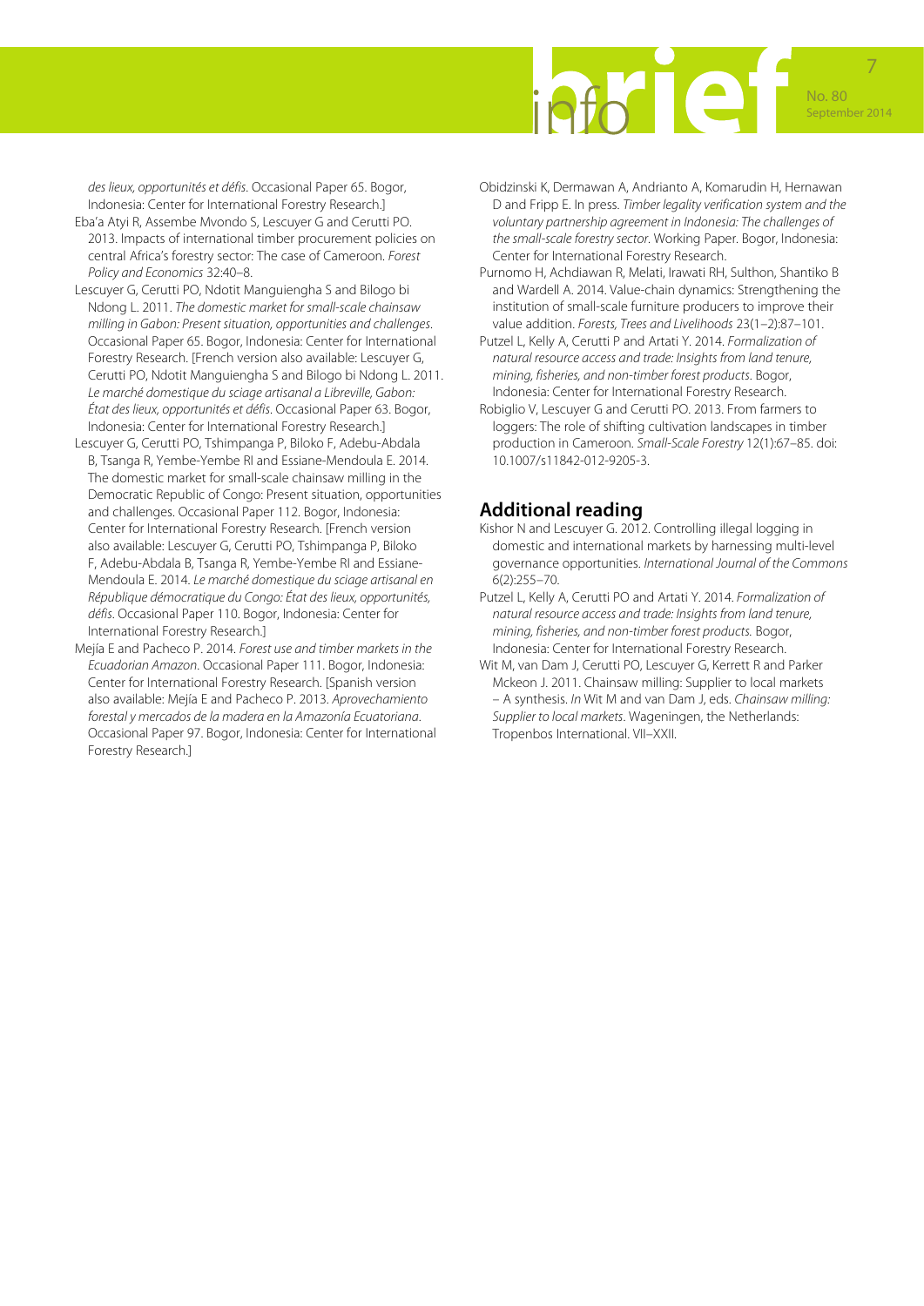*des lieux, opportunités et défis*. Occasional Paper 65. Bogor, Indonesia: Center for International Forestry Research.]

Eba'a Atyi R, Assembe Mvondo S, Lescuyer G and Cerutti PO. 2013. Impacts of international timber procurement policies on central Africa's forestry sector: The case of Cameroon. *Forest Policy and Economics* 32:40–8.

Lescuyer G, Cerutti PO, Ndotit Manguiengha S and Bilogo bi Ndong L. 2011. *The domestic market for small-scale chainsaw milling in Gabon: Present situation, opportunities and challenges*. Occasional Paper 65. Bogor, Indonesia: Center for International Forestry Research. [French version also available: Lescuyer G, Cerutti PO, Ndotit Manguiengha S and Bilogo bi Ndong L. 2011. *Le marché domestique du sciage artisanal a Libreville, Gabon: État des lieux, opportunités et défis*. Occasional Paper 63. Bogor, Indonesia: Center for International Forestry Research.]

Lescuyer G, Cerutti PO, Tshimpanga P, Biloko F, Adebu-Abdala B, Tsanga R, Yembe-Yembe RI and Essiane-Mendoula E. 2014. The domestic market for small-scale chainsaw milling in the Democratic Republic of Congo: Present situation, opportunities and challenges. Occasional Paper 112. Bogor, Indonesia: Center for International Forestry Research. [French version also available: Lescuyer G, Cerutti PO, Tshimpanga P, Biloko F, Adebu-Abdala B, Tsanga R, Yembe-Yembe RI and Essiane-Mendoula E. 2014. *Le marché domestique du sciage artisanal en République démocratique du Congo: État des lieux, opportunités, défis*. Occasional Paper 110. Bogor, Indonesia: Center for International Forestry Research.]

Mejía E and Pacheco P. 2014. *Forest use and timber markets in the Ecuadorian Amazon*. Occasional Paper 111. Bogor, Indonesia: Center for International Forestry Research. [Spanish version also available: Mejía E and Pacheco P. 2013. *Aprovechamiento forestal y mercados de la madera en la Amazonía Ecuatoriana*. Occasional Paper 97. Bogor, Indonesia: Center for International Forestry Research.]

Obidzinski K, Dermawan A, Andrianto A, Komarudin H, Hernawan D and Fripp E. In press. *Timber legality verification system and the voluntary partnership agreement in Indonesia: The challenges of the small-scale forestry sector*. Working Paper. Bogor, Indonesia: Center for International Forestry Research.

Purnomo H, Achdiawan R, Melati, Irawati RH, Sulthon, Shantiko B and Wardell A. 2014. Value-chain dynamics: Strengthening the institution of small-scale furniture producers to improve their value addition. *Forests, Trees and Livelihoods* 23(1–2):87–101.

Putzel L, Kelly A, Cerutti P and Artati Y. 2014. *Formalization of natural resource access and trade: Insights from land tenure, mining, fisheries, and non-timber forest products*. Bogor, Indonesia: Center for International Forestry Research.

Robiglio V, Lescuyer G and Cerutti PO. 2013. From farmers to loggers: The role of shifting cultivation landscapes in timber production in Cameroon. *Small-Scale Forestry* 12(1):67–85. doi: 10.1007/s11842-012-9205-3.

## Additional reading

Kishor N and Lescuyer G. 2012. Controlling illegal logging in domestic and international markets by harnessing multi-level governance opportunities. *International Journal of the Commons* 6(2):255–70.

Putzel L, Kelly A, Cerutti PO and Artati Y. 2014. *Formalization of natural resource access and trade: Insights from land tenure, mining, fisheries, and non-timber forest products.* Bogor, Indonesia: Center for International Forestry Research.

Wit M, van Dam J, Cerutti PO, Lescuyer G, Kerrett R and Parker Mckeon J. 2011. Chainsaw milling: Supplier to local markets – A synthesis. *In* Wit M and van Dam J, eds. *Chainsaw milling: Supplier to local markets*. Wageningen, the Netherlands: Tropenbos International. VII–XXII.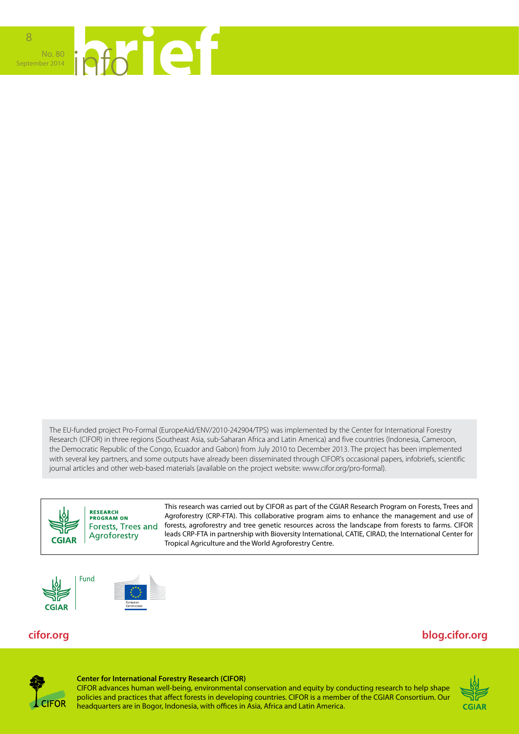The EU-funded project Pro-Formal (EuropeAid/ENV/2010-242904/TPS) was implemented by the Center for International Forestry Research (CIFOR) in three regions (Southeast Asia, sub-Saharan Africa and Latin America) and five countries (Indonesia, Cameroon, the Democratic Republic of the Congo, Ecuador and Gabon) from July 2010 to December 2013. The project has been implemented with several key partners, and some outputs have already been disseminated through CIFOR's occasional papers, infobriefs, scientific journal articles and other web-based materials (available on the project website: www.cifor.org/pro-formal).

RESEARCH PROGRAM ON Forests, Trees and Agroforestry

This research was carried out by CIFOR as part of the CGIAR Research Program on Forests, Trees and Agroforestry (CRP-FTA). This collaborative program aims to enhance the management and use of forests, agroforestry and tree genetic resources across the landscape from forests to farms. CIFOR leads CRP-FTA in partnership with Bioversity International, CATIE, CIRAD, the International Center for Tropical Agriculture and the World Agroforestry Centre.

CGIAR Fund

European Commission

cifor.org

blog.cifor.org

**Center for International Forestry Research (CIFOR)**

CIFOR advances human well-being, environmental conservation and equity by conducting research to help shape policies and practices that affect forests in developing countries. CIFOR is a member of the CGIAR Consortium. Our headquarters are in Bogor, Indonesia, with offices in Asia, Africa and Latin America.